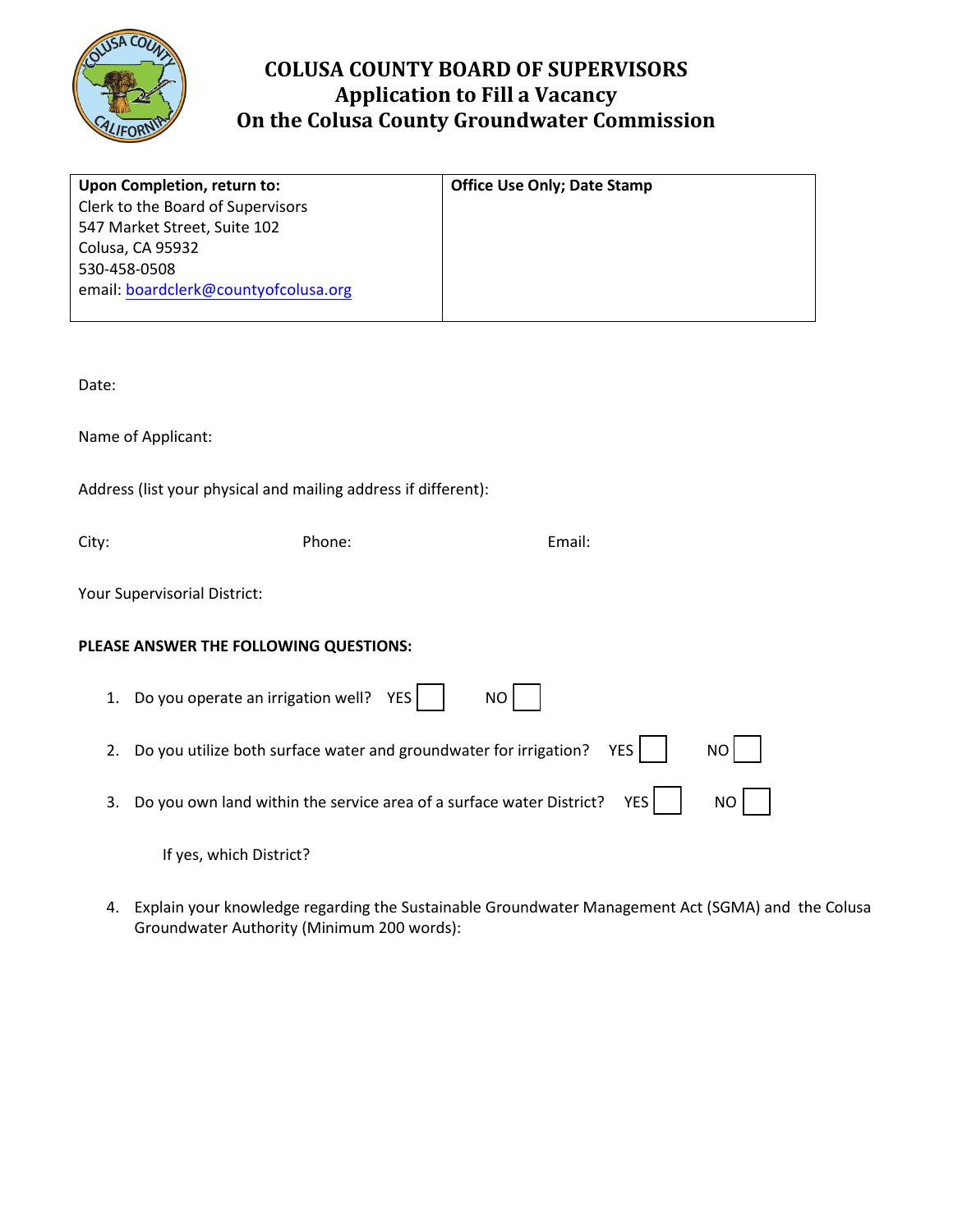# COLUSA COUNTY BOARD OF SUPERVISORS
## Application to Fill a Vacancy
## On the Colusa County Groundwater Commission

| **Upon Completion, return to:**<br>Clerk to the Board of Supervisors<br>547 Market Street, Suite 102<br>Colusa, CA 95932<br>530-458-0508<br>email: boardclerk@countyofcolusa.org | **Office Use Only; Date Stamp** |
|---|---|

Date:

Name of Applicant:

Address (list your physical and mailing address if different):

City: Phone: Email:

Your Supervisorial District:

**PLEASE ANSWER THE FOLLOWING QUESTIONS:**

1. Do you operate an irrigation well? YES ☐ NO ☐
2. Do you utilize both surface water and groundwater for irrigation? YES ☐ NO ☐
3. Do you own land within the service area of a surface water District? YES ☐ NO ☐

   If yes, which District?

4. Explain your knowledge regarding the Sustainable Groundwater Management Act (SGMA) and the Colusa Groundwater Authority (Minimum 200 words):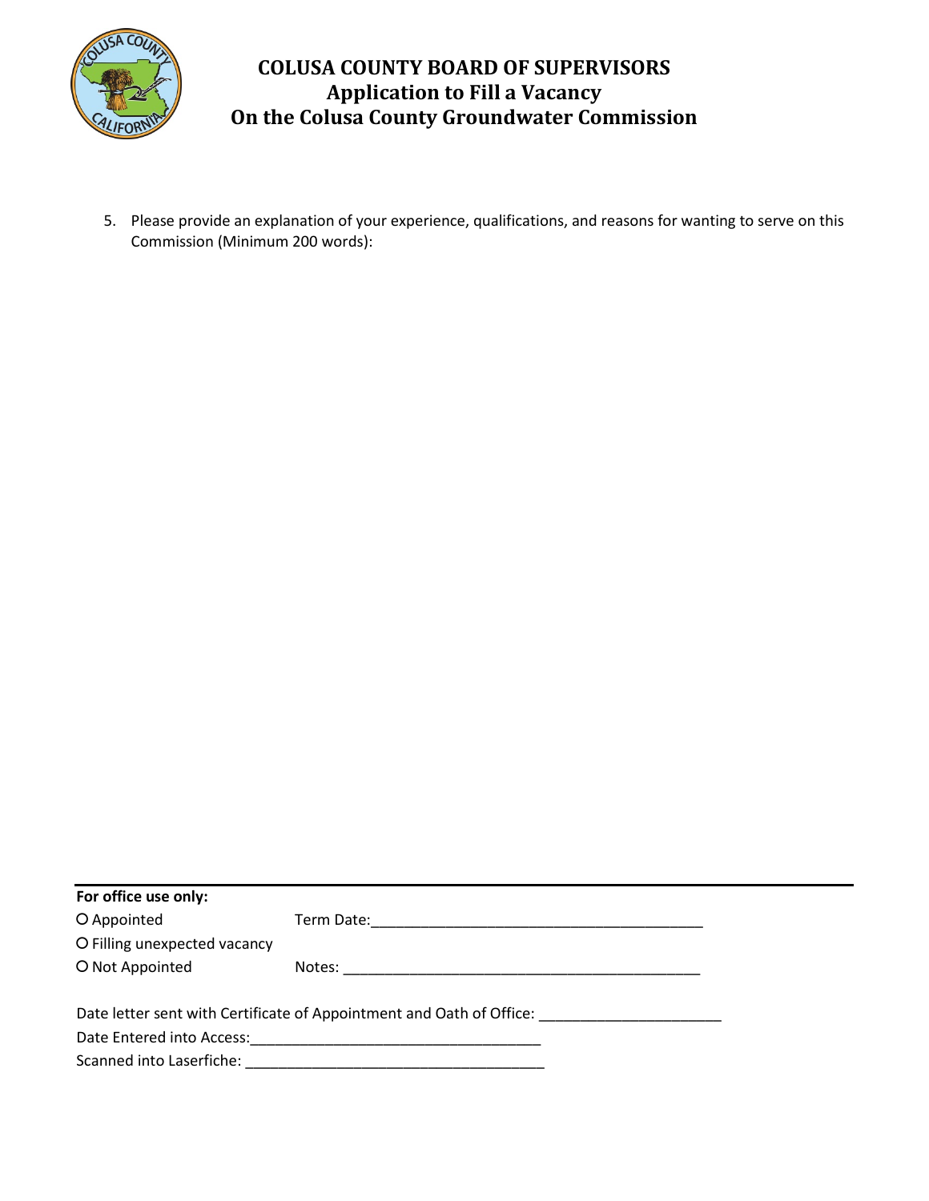# COLUSA COUNTY BOARD OF SUPERVISORS
## Application to Fill a Vacancy
## On the Colusa County Groundwater Commission

5. Please provide an explanation of your experience, qualifications, and reasons for wanting to serve on this Commission (Minimum 200 words):

---

**For office use only:**

| | |
|---|---|
| O Appointed | Term Date:_________________________________________ |
| O Filling unexpected vacancy | |
| O Not Appointed | Notes: _____________________________________________ |

Date letter sent with Certificate of Appointment and Oath of Office: ______________________

Date Entered into Access:___________________________________

Scanned into Laserfiche: ____________________________________